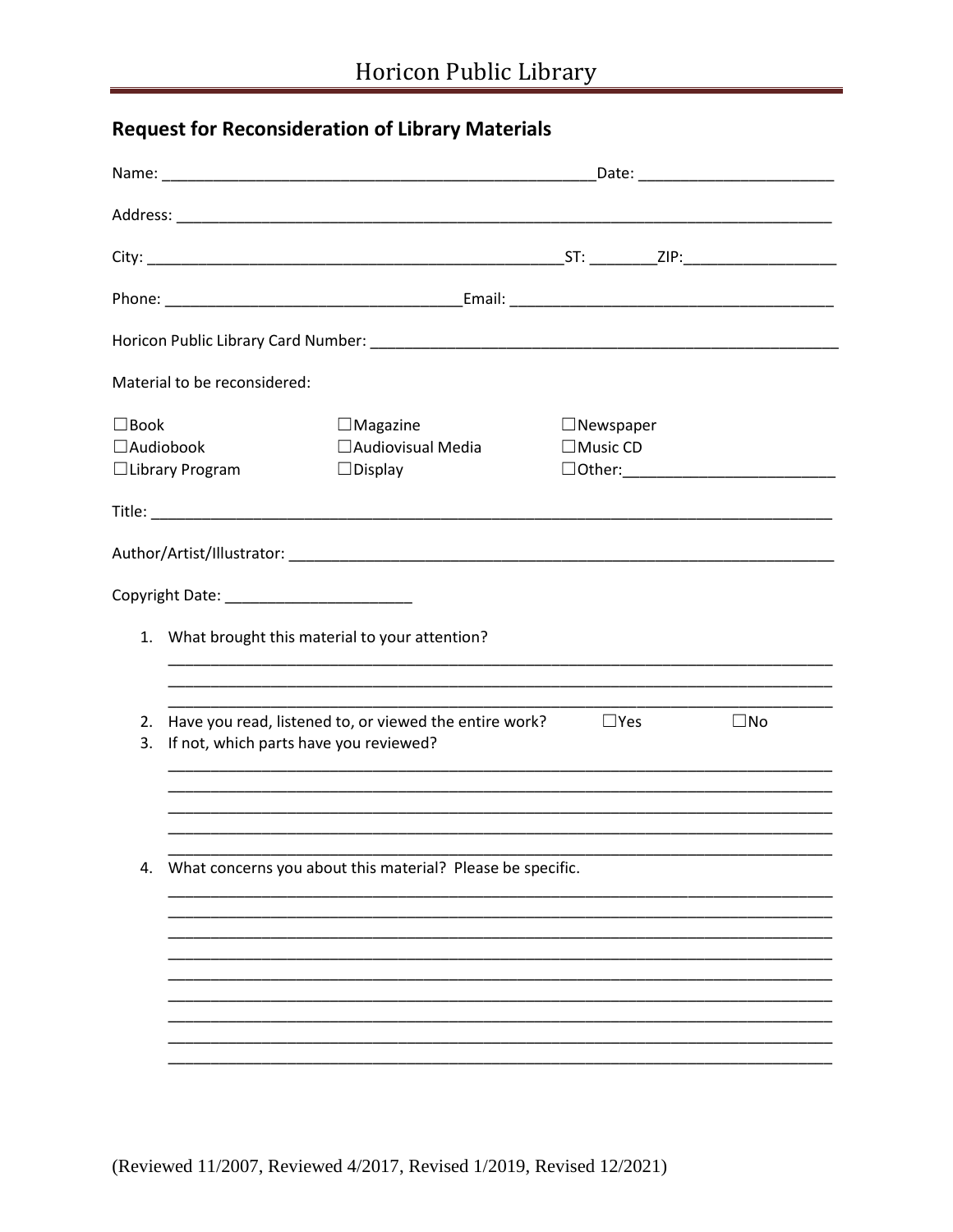# Horicon Public Library

## Request for Reconsideration of Library Materials

Name: ____________________________________________________Date: ________________________

Address: _________________________________________________________________________________

City: ___________________________________________________ST: ________ZIP:__________________

Phone: ___________________________________Email: ______________________________________

Horicon Public Library Card Number: _________________________________________________________

Material to be reconsidered:

| | | |
|---|---|---|
| ☐Book | ☐Magazine | ☐Newspaper |
| ☐Audiobook | ☐Audiovisual Media | ☐Music CD |
| ☐Library Program | ☐Display | ☐Other:_________________________ |

Title: ____________________________________________________________________________________

Author/Artist/Illustrator: ___________________________________________________________________

Copyright Date: ______________________

1. What brought this material to your attention?
   ________________________________________________________________________________
   ________________________________________________________________________________
   ________________________________________________________________________________
2. Have you read, listened to, or viewed the entire work? ☐Yes ☐No
3. If not, which parts have you reviewed?
   ________________________________________________________________________________
   ________________________________________________________________________________
   ________________________________________________________________________________
   ________________________________________________________________________________
   ________________________________________________________________________________
4. What concerns you about this material? Please be specific.
   ________________________________________________________________________________
   ________________________________________________________________________________
   ________________________________________________________________________________
   ________________________________________________________________________________
   ________________________________________________________________________________
   ________________________________________________________________________________
   ________________________________________________________________________________
   ________________________________________________________________________________
   ________________________________________________________________________________

(Reviewed 11/2007, Reviewed 4/2017, Revised 1/2019, Revised 12/2021)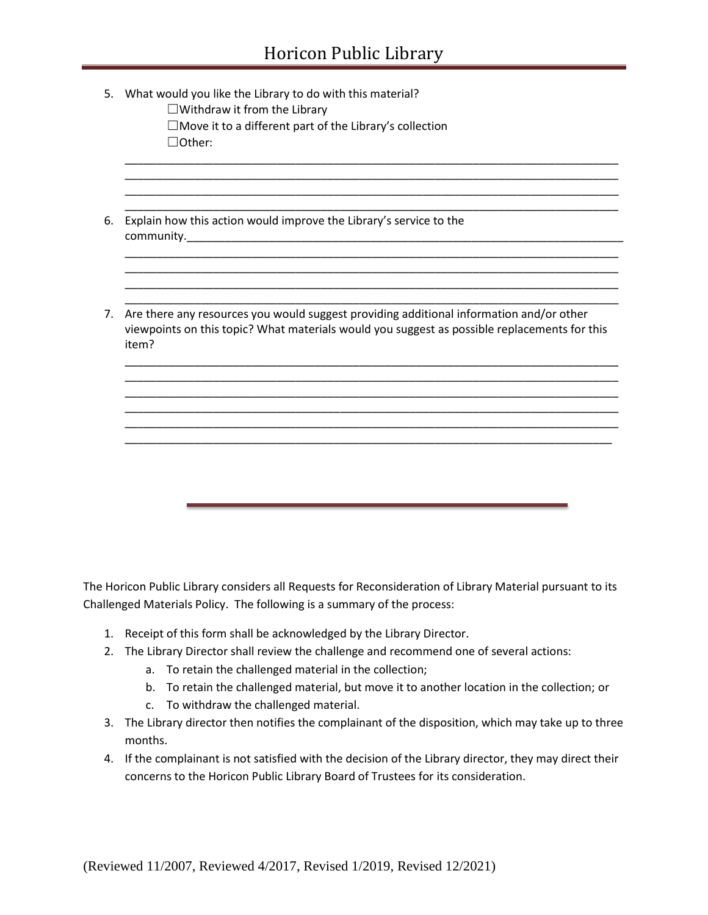5. What would you like the Library to do with this material?
   - ☐Withdraw it from the Library
   - ☐Move it to a different part of the Library's collection
   - ☐Other:

   ______________________________________________________________________________
   ______________________________________________________________________________
   ______________________________________________________________________________
   ______________________________________________________________________________

6. Explain how this action would improve the Library's service to the community.______________________________________________________________________
   ______________________________________________________________________________
   ______________________________________________________________________________
   ______________________________________________________________________________
   ______________________________________________________________________________

7. Are there any resources you would suggest providing additional information and/or other viewpoints on this topic? What materials would you suggest as possible replacements for this item?

   ______________________________________________________________________________
   ______________________________________________________________________________
   ______________________________________________________________________________
   ______________________________________________________________________________
   ______________________________________________________________________________
   ______________________________________________________________________________

---

The Horicon Public Library considers all Requests for Reconsideration of Library Material pursuant to its Challenged Materials Policy. The following is a summary of the process:

1. Receipt of this form shall be acknowledged by the Library Director.
2. The Library Director shall review the challenge and recommend one of several actions:
   a. To retain the challenged material in the collection;
   b. To retain the challenged material, but move it to another location in the collection; or
   c. To withdraw the challenged material.
3. The Library director then notifies the complainant of the disposition, which may take up to three months.
4. If the complainant is not satisfied with the decision of the Library director, they may direct their concerns to the Horicon Public Library Board of Trustees for its consideration.

(Reviewed 11/2007, Reviewed 4/2017, Revised 1/2019, Revised 12/2021)